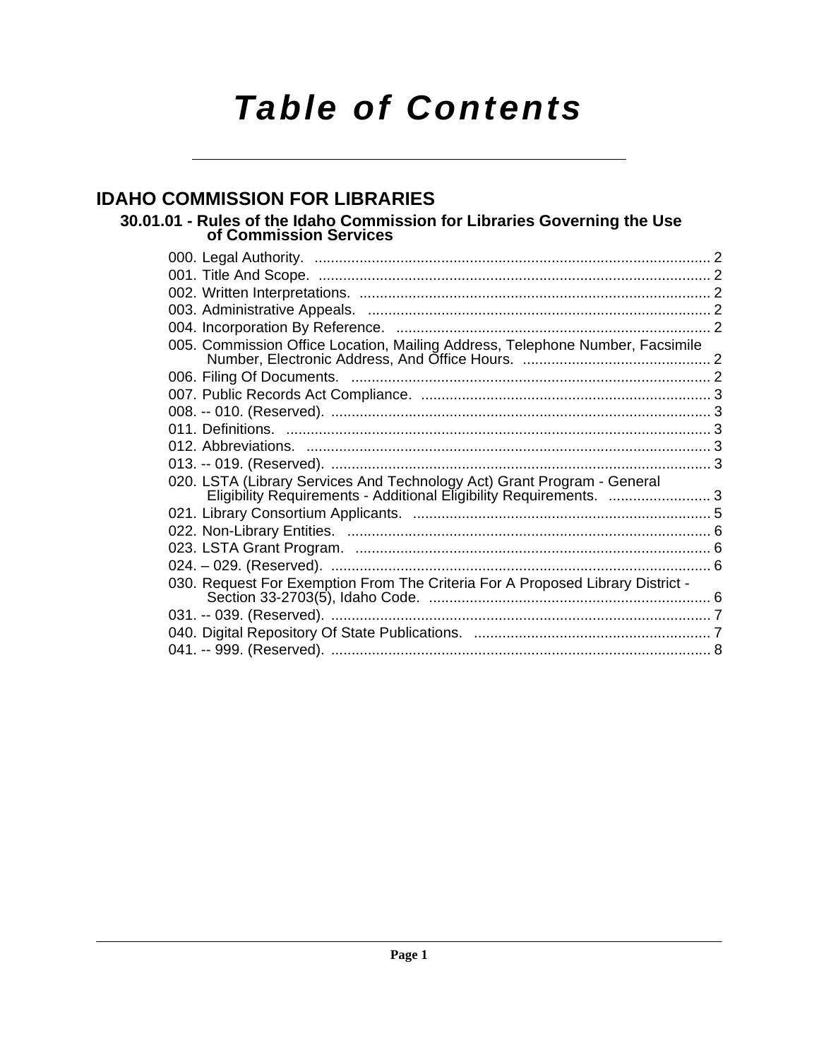# Table of Contents

## IDAHO COMMISSION FOR LIBRARIES

### 30.01.01 - Rules of the Idaho Commission for Libraries Governing the Use of Commission Services

000. Legal Authority. ..... 2
001. Title And Scope. ..... 2
002. Written Interpretations. ..... 2
003. Administrative Appeals. ..... 2
004. Incorporation By Reference. ..... 2
005. Commission Office Location, Mailing Address, Telephone Number, Facsimile Number, Electronic Address, And Office Hours. ..... 2
006. Filing Of Documents. ..... 2
007. Public Records Act Compliance. ..... 3
008. -- 010. (Reserved). ..... 3
011. Definitions. ..... 3
012. Abbreviations. ..... 3
013. -- 019. (Reserved). ..... 3
020. LSTA (Library Services And Technology Act) Grant Program - General Eligibility Requirements - Additional Eligibility Requirements. ..... 3
021. Library Consortium Applicants. ..... 5
022. Non-Library Entities. ..... 6
023. LSTA Grant Program. ..... 6
024. – 029. (Reserved). ..... 6
030. Request For Exemption From The Criteria For A Proposed Library District - Section 33-2703(5), Idaho Code. ..... 6
031. -- 039. (Reserved). ..... 7
040. Digital Repository Of State Publications. ..... 7
041. -- 999. (Reserved). ..... 8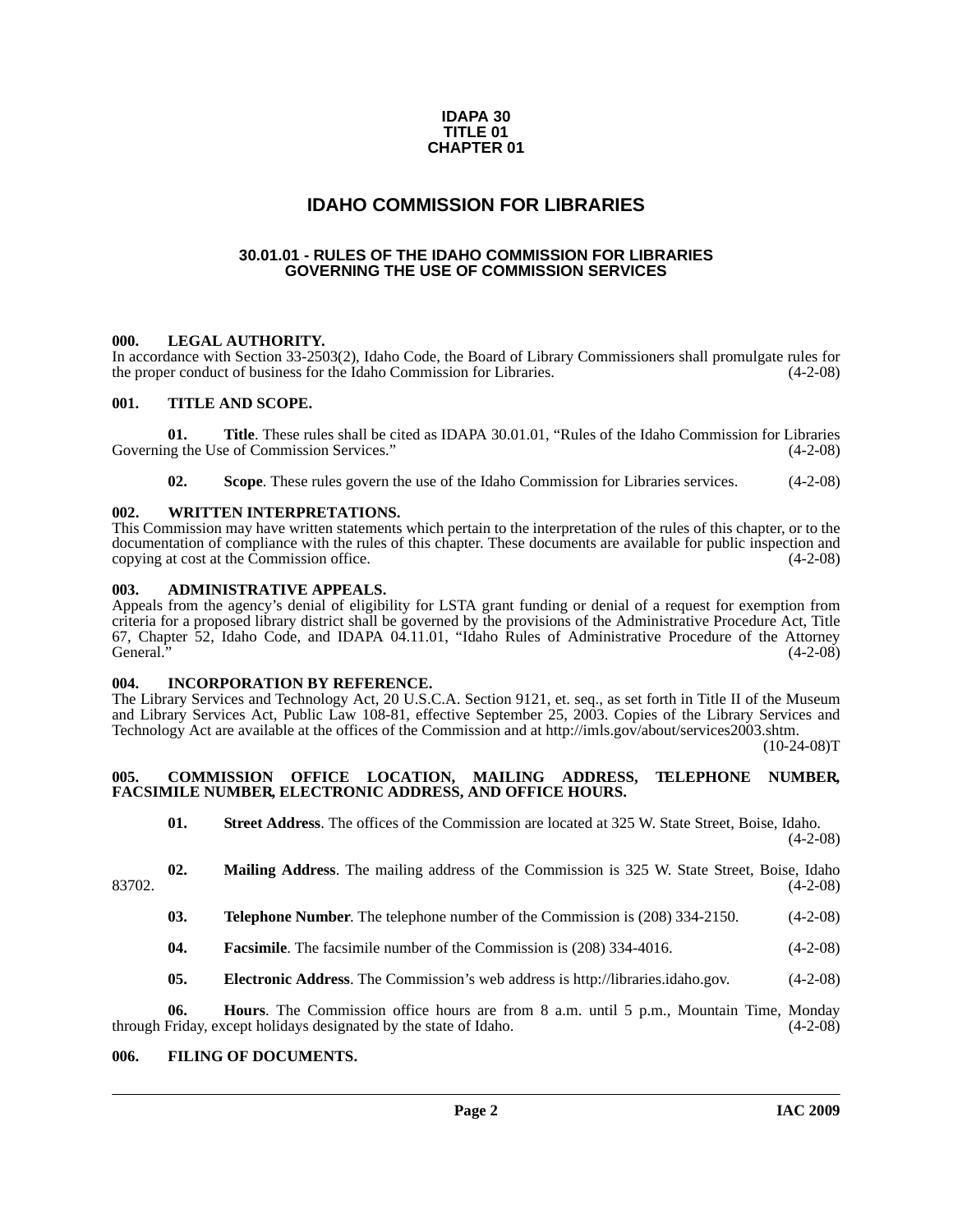**IDAPA 30**
**TITLE 01**
**CHAPTER 01**

# IDAHO COMMISSION FOR LIBRARIES

## 30.01.01 - RULES OF THE IDAHO COMMISSION FOR LIBRARIES GOVERNING THE USE OF COMMISSION SERVICES

### 000. LEGAL AUTHORITY.

In accordance with Section 33-2503(2), Idaho Code, the Board of Library Commissioners shall promulgate rules for the proper conduct of business for the Idaho Commission for Libraries. (4-2-08)

### 001. TITLE AND SCOPE.

**01. Title**. These rules shall be cited as IDAPA 30.01.01, "Rules of the Idaho Commission for Libraries Governing the Use of Commission Services." (4-2-08)

**02. Scope**. These rules govern the use of the Idaho Commission for Libraries services. (4-2-08)

### 002. WRITTEN INTERPRETATIONS.

This Commission may have written statements which pertain to the interpretation of the rules of this chapter, or to the documentation of compliance with the rules of this chapter. These documents are available for public inspection and copying at cost at the Commission office. (4-2-08)

### 003. ADMINISTRATIVE APPEALS.

Appeals from the agency's denial of eligibility for LSTA grant funding or denial of a request for exemption from criteria for a proposed library district shall be governed by the provisions of the Administrative Procedure Act, Title 67, Chapter 52, Idaho Code, and IDAPA 04.11.01, "Idaho Rules of Administrative Procedure of the Attorney General." (4-2-08)

### 004. INCORPORATION BY REFERENCE.

The Library Services and Technology Act, 20 U.S.C.A. Section 9121, et. seq., as set forth in Title II of the Museum and Library Services Act, Public Law 108-81, effective September 25, 2003. Copies of the Library Services and Technology Act are available at the offices of the Commission and at http://imls.gov/about/services2003.shtm. (10-24-08)T

### 005. COMMISSION OFFICE LOCATION, MAILING ADDRESS, TELEPHONE NUMBER, FACSIMILE NUMBER, ELECTRONIC ADDRESS, AND OFFICE HOURS.

**01. Street Address**. The offices of the Commission are located at 325 W. State Street, Boise, Idaho. (4-2-08)

**02. Mailing Address**. The mailing address of the Commission is 325 W. State Street, Boise, Idaho 83702. (4-2-08)

**03. Telephone Number**. The telephone number of the Commission is (208) 334-2150. (4-2-08)

**04. Facsimile**. The facsimile number of the Commission is (208) 334-4016. (4-2-08)

**05. Electronic Address**. The Commission's web address is http://libraries.idaho.gov. (4-2-08)

**06. Hours**. The Commission office hours are from 8 a.m. until 5 p.m., Mountain Time, Monday through Friday, except holidays designated by the state of Idaho. (4-2-08)

### 006. FILING OF DOCUMENTS.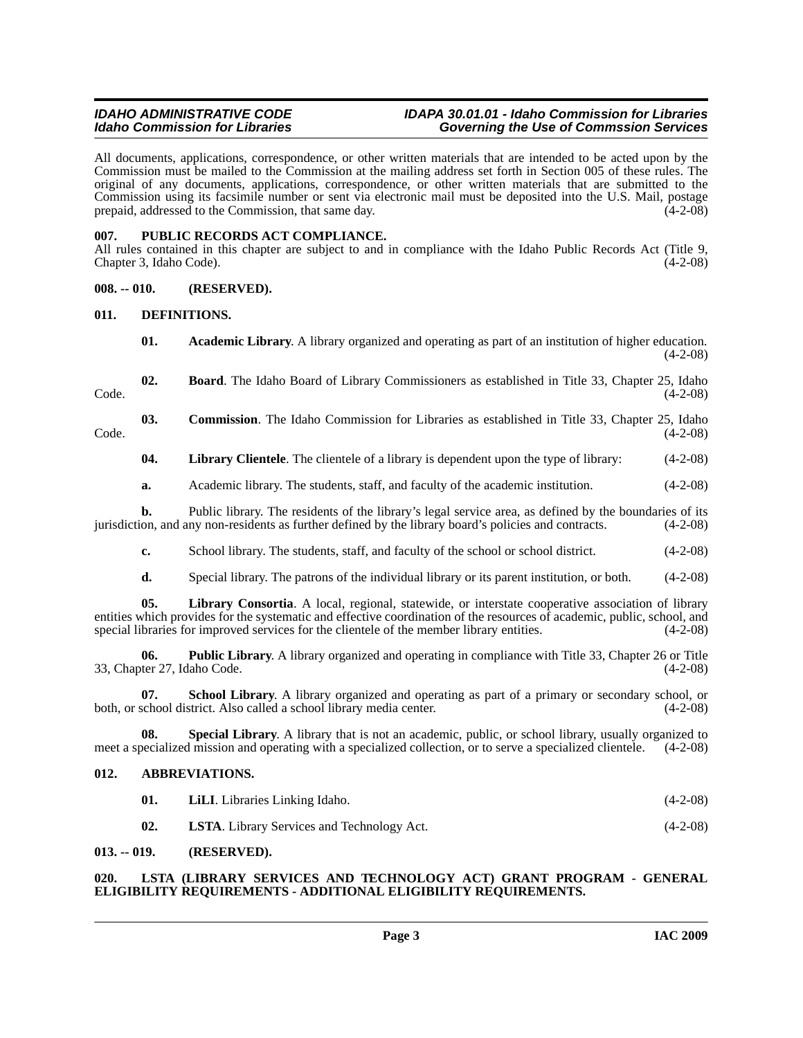All documents, applications, correspondence, or other written materials that are intended to be acted upon by the Commission must be mailed to the Commission at the mailing address set forth in Section 005 of these rules. The original of any documents, applications, correspondence, or other written materials that are submitted to the Commission using its facsimile number or sent via electronic mail must be deposited into the U.S. Mail, postage prepaid, addressed to the Commission, that same day. (4-2-08)

**007. PUBLIC RECORDS ACT COMPLIANCE.**

All rules contained in this chapter are subject to and in compliance with the Idaho Public Records Act (Title 9, Chapter 3, Idaho Code). (4-2-08)

**008. -- 010. (RESERVED).**

**011. DEFINITIONS.**

**01. Academic Library**. A library organized and operating as part of an institution of higher education. (4-2-08)

**02. Board**. The Idaho Board of Library Commissioners as established in Title 33, Chapter 25, Idaho Code. (4-2-08)

**03. Commission**. The Idaho Commission for Libraries as established in Title 33, Chapter 25, Idaho Code. (4-2-08)

**04. Library Clientele**. The clientele of a library is dependent upon the type of library: (4-2-08)

**a.** Academic library. The students, staff, and faculty of the academic institution. (4-2-08)

**b.** Public library. The residents of the library's legal service area, as defined by the boundaries of its jurisdiction, and any non-residents as further defined by the library board's policies and contracts. (4-2-08)

**c.** School library. The students, staff, and faculty of the school or school district. (4-2-08)

**d.** Special library. The patrons of the individual library or its parent institution, or both. (4-2-08)

**05. Library Consortia**. A local, regional, statewide, or interstate cooperative association of library entities which provides for the systematic and effective coordination of the resources of academic, public, school, and special libraries for improved services for the clientele of the member library entities. (4-2-08)

**06. Public Library**. A library organized and operating in compliance with Title 33, Chapter 26 or Title 33, Chapter 27, Idaho Code. (4-2-08)

**07. School Library**. A library organized and operating as part of a primary or secondary school, or both, or school district. Also called a school library media center. (4-2-08)

**08. Special Library**. A library that is not an academic, public, or school library, usually organized to meet a specialized mission and operating with a specialized collection, or to serve a specialized clientele. (4-2-08)

**012. ABBREVIATIONS.**

**01. LiLI**. Libraries Linking Idaho. (4-2-08)

**02. LSTA**. Library Services and Technology Act. (4-2-08)

**013. -- 019. (RESERVED).**

**020. LSTA (LIBRARY SERVICES AND TECHNOLOGY ACT) GRANT PROGRAM - GENERAL ELIGIBILITY REQUIREMENTS - ADDITIONAL ELIGIBILITY REQUIREMENTS.**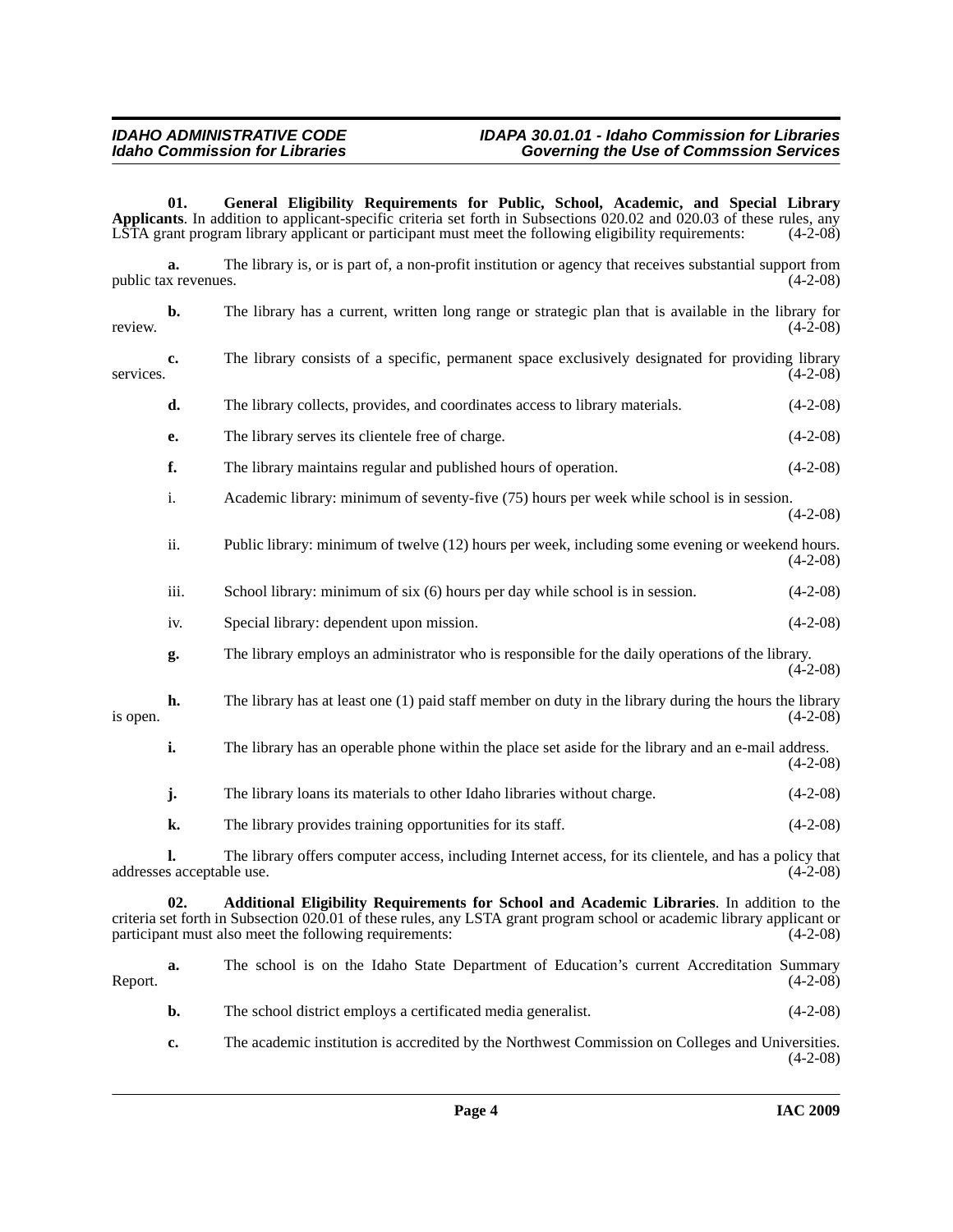**01. General Eligibility Requirements for Public, School, Academic, and Special Library Applicants**. In addition to applicant-specific criteria set forth in Subsections 020.02 and 020.03 of these rules, any LSTA grant program library applicant or participant must meet the following eligibility requirements: (4-2-08)

**a.** The library is, or is part of, a non-profit institution or agency that receives substantial support from public tax revenues. (4-2-08)

**b.** The library has a current, written long range or strategic plan that is available in the library for review. (4-2-08)

**c.** The library consists of a specific, permanent space exclusively designated for providing library services. (4-2-08)

**d.** The library collects, provides, and coordinates access to library materials. (4-2-08)

**e.** The library serves its clientele free of charge. (4-2-08)

**f.** The library maintains regular and published hours of operation. (4-2-08)

i. Academic library: minimum of seventy-five (75) hours per week while school is in session. (4-2-08)

ii. Public library: minimum of twelve (12) hours per week, including some evening or weekend hours. (4-2-08)

iii. School library: minimum of six (6) hours per day while school is in session. (4-2-08)

iv. Special library: dependent upon mission. (4-2-08)

**g.** The library employs an administrator who is responsible for the daily operations of the library. (4-2-08)

**h.** The library has at least one (1) paid staff member on duty in the library during the hours the library is open. (4-2-08)

**i.** The library has an operable phone within the place set aside for the library and an e-mail address. (4-2-08)

**j.** The library loans its materials to other Idaho libraries without charge. (4-2-08)

**k.** The library provides training opportunities for its staff. (4-2-08)

**l.** The library offers computer access, including Internet access, for its clientele, and has a policy that addresses acceptable use. (4-2-08)

**02. Additional Eligibility Requirements for School and Academic Libraries**. In addition to the criteria set forth in Subsection 020.01 of these rules, any LSTA grant program school or academic library applicant or participant must also meet the following requirements: (4-2-08)

**a.** The school is on the Idaho State Department of Education's current Accreditation Summary Report. (4-2-08)

**b.** The school district employs a certificated media generalist. (4-2-08)

**c.** The academic institution is accredited by the Northwest Commission on Colleges and Universities. (4-2-08)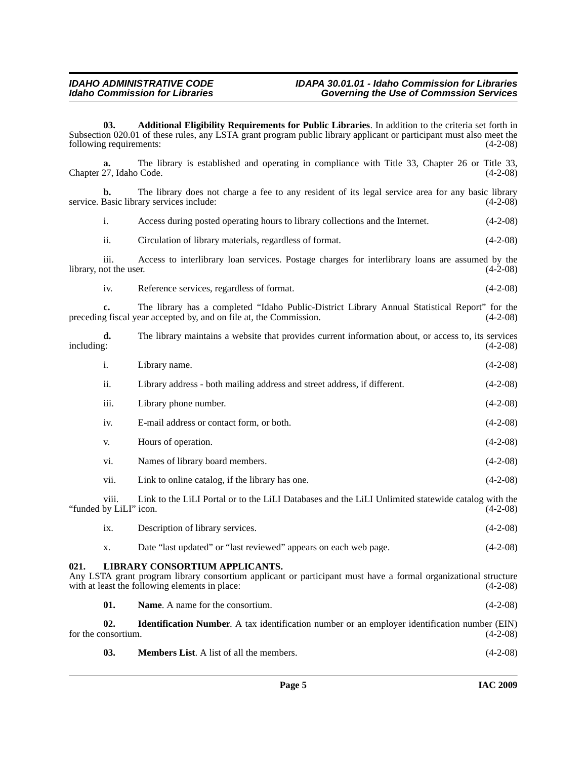**03. Additional Eligibility Requirements for Public Libraries**. In addition to the criteria set forth in Subsection 020.01 of these rules, any LSTA grant program public library applicant or participant must also meet the following requirements: (4-2-08)

**a.** The library is established and operating in compliance with Title 33, Chapter 26 or Title 33, Chapter 27, Idaho Code. (4-2-08)

**b.** The library does not charge a fee to any resident of its legal service area for any basic library service. Basic library services include: (4-2-08)

i. Access during posted operating hours to library collections and the Internet. (4-2-08)

ii. Circulation of library materials, regardless of format. (4-2-08)

iii. Access to interlibrary loan services. Postage charges for interlibrary loans are assumed by the library, not the user. (4-2-08)

iv. Reference services, regardless of format. (4-2-08)

**c.** The library has a completed "Idaho Public-District Library Annual Statistical Report" for the preceding fiscal year accepted by, and on file at, the Commission. (4-2-08)

**d.** The library maintains a website that provides current information about, or access to, its services including: (4-2-08)

i. Library name. (4-2-08)

ii. Library address - both mailing address and street address, if different. (4-2-08)

iii. Library phone number. (4-2-08)

iv. E-mail address or contact form, or both. (4-2-08)

v. Hours of operation. (4-2-08)

vi. Names of library board members. (4-2-08)

vii. Link to online catalog, if the library has one. (4-2-08)

viii. Link to the LiLI Portal or to the LiLI Databases and the LiLI Unlimited statewide catalog with the "funded by LiLI" icon. (4-2-08)

ix. Description of library services. (4-2-08)

x. Date "last updated" or "last reviewed" appears on each web page. (4-2-08)

## 021. LIBRARY CONSORTIUM APPLICANTS.

Any LSTA grant program library consortium applicant or participant must have a formal organizational structure with at least the following elements in place: (4-2-08)

**01. Name**. A name for the consortium. (4-2-08)

**02. Identification Number**. A tax identification number or an employer identification number (EIN) for the consortium. (4-2-08)

**03. Members List**. A list of all the members. (4-2-08)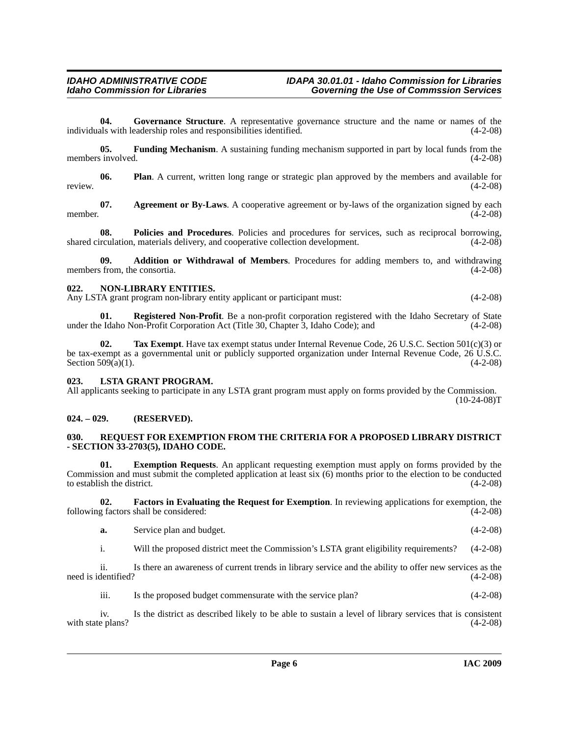**04. Governance Structure**. A representative governance structure and the name or names of the individuals with leadership roles and responsibilities identified. (4-2-08)

**05. Funding Mechanism**. A sustaining funding mechanism supported in part by local funds from the members involved. (4-2-08)

**06. Plan**. A current, written long range or strategic plan approved by the members and available for review. (4-2-08)

**07. Agreement or By-Laws**. A cooperative agreement or by-laws of the organization signed by each member. (4-2-08)

**08. Policies and Procedures**. Policies and procedures for services, such as reciprocal borrowing, shared circulation, materials delivery, and cooperative collection development. (4-2-08)

**09. Addition or Withdrawal of Members**. Procedures for adding members to, and withdrawing members from, the consortia. (4-2-08)

## 022. NON-LIBRARY ENTITIES.

Any LSTA grant program non-library entity applicant or participant must: (4-2-08)

**01. Registered Non-Profit**. Be a non-profit corporation registered with the Idaho Secretary of State under the Idaho Non-Profit Corporation Act (Title 30, Chapter 3, Idaho Code); and (4-2-08)

**02. Tax Exempt**. Have tax exempt status under Internal Revenue Code, 26 U.S.C. Section 501(c)(3) or be tax-exempt as a governmental unit or publicly supported organization under Internal Revenue Code, 26 U.S.C. Section 509(a)(1). (4-2-08)

## 023. LSTA GRANT PROGRAM.

All applicants seeking to participate in any LSTA grant program must apply on forms provided by the Commission. (10-24-08)T

## 024. – 029. (RESERVED).

## 030. REQUEST FOR EXEMPTION FROM THE CRITERIA FOR A PROPOSED LIBRARY DISTRICT - SECTION 33-2703(5), IDAHO CODE.

**01. Exemption Requests**. An applicant requesting exemption must apply on forms provided by the Commission and must submit the completed application at least six (6) months prior to the election to be conducted to establish the district. (4-2-08)

**02. Factors in Evaluating the Request for Exemption**. In reviewing applications for exemption, the following factors shall be considered: (4-2-08)

**a.** Service plan and budget. (4-2-08)

i. Will the proposed district meet the Commission's LSTA grant eligibility requirements? (4-2-08)

ii. Is there an awareness of current trends in library service and the ability to offer new services as the need is identified? (4-2-08)

iii. Is the proposed budget commensurate with the service plan? (4-2-08)

iv. Is the district as described likely to be able to sustain a level of library services that is consistent with state plans? (4-2-08)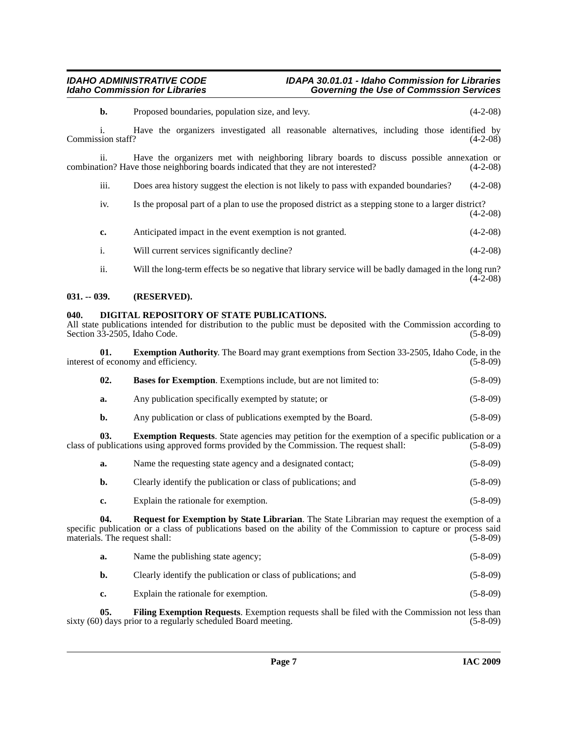**b.** Proposed boundaries, population size, and levy. (4-2-08)

i. Have the organizers investigated all reasonable alternatives, including those identified by Commission staff? (4-2-08)

ii. Have the organizers met with neighboring library boards to discuss possible annexation or combination? Have those neighboring boards indicated that they are not interested? (4-2-08)

iii. Does area history suggest the election is not likely to pass with expanded boundaries? (4-2-08)

iv. Is the proposal part of a plan to use the proposed district as a stepping stone to a larger district? (4-2-08)

**c.** Anticipated impact in the event exemption is not granted. (4-2-08)

i. Will current services significantly decline? (4-2-08)

ii. Will the long-term effects be so negative that library service will be badly damaged in the long run? (4-2-08)

## 031. -- 039. (RESERVED).

## 040. DIGITAL REPOSITORY OF STATE PUBLICATIONS.

All state publications intended for distribution to the public must be deposited with the Commission according to Section 33-2505, Idaho Code. (5-8-09)

**01. Exemption Authority**. The Board may grant exemptions from Section 33-2505, Idaho Code, in the interest of economy and efficiency. (5-8-09)

**02. Bases for Exemption**. Exemptions include, but are not limited to: (5-8-09)

**a.** Any publication specifically exempted by statute; or (5-8-09)

**b.** Any publication or class of publications exempted by the Board. (5-8-09)

**03. Exemption Requests**. State agencies may petition for the exemption of a specific publication or a class of publications using approved forms provided by the Commission. The request shall: (5-8-09)

**a.** Name the requesting state agency and a designated contact; (5-8-09)

**b.** Clearly identify the publication or class of publications; and (5-8-09)

**c.** Explain the rationale for exemption. (5-8-09)

**04. Request for Exemption by State Librarian**. The State Librarian may request the exemption of a specific publication or a class of publications based on the ability of the Commission to capture or process said materials. The request shall: (5-8-09)

**a.** Name the publishing state agency; (5-8-09)

**b.** Clearly identify the publication or class of publications; and (5-8-09)

**c.** Explain the rationale for exemption. (5-8-09)

**05. Filing Exemption Requests**. Exemption requests shall be filed with the Commission not less than sixty (60) days prior to a regularly scheduled Board meeting. (5-8-09)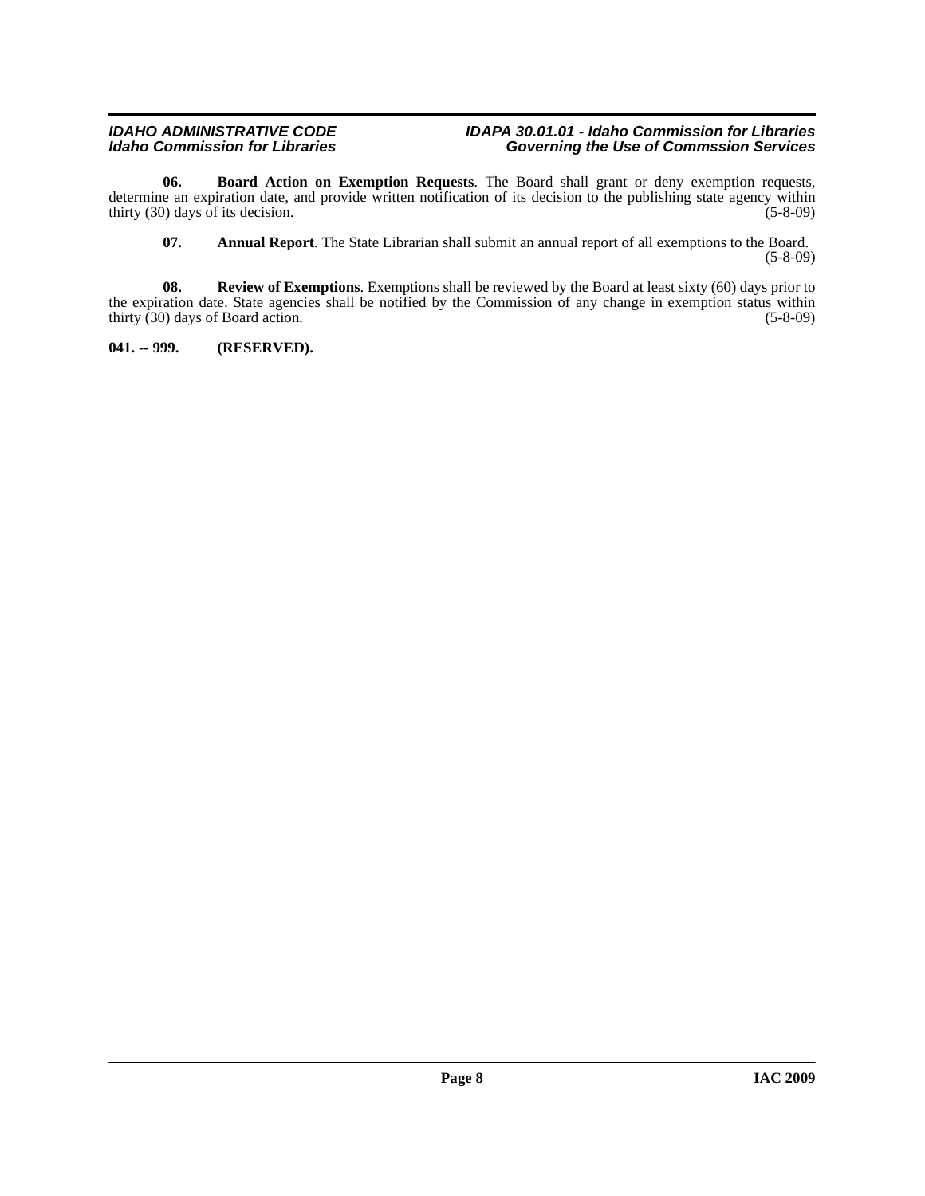**06. Board Action on Exemption Requests**. The Board shall grant or deny exemption requests, determine an expiration date, and provide written notification of its decision to the publishing state agency within thirty (30) days of its decision. (5-8-09)

**07. Annual Report**. The State Librarian shall submit an annual report of all exemptions to the Board. (5-8-09)

**08. Review of Exemptions**. Exemptions shall be reviewed by the Board at least sixty (60) days prior to the expiration date. State agencies shall be notified by the Commission of any change in exemption status within thirty (30) days of Board action. (5-8-09)

**041. -- 999. (RESERVED).**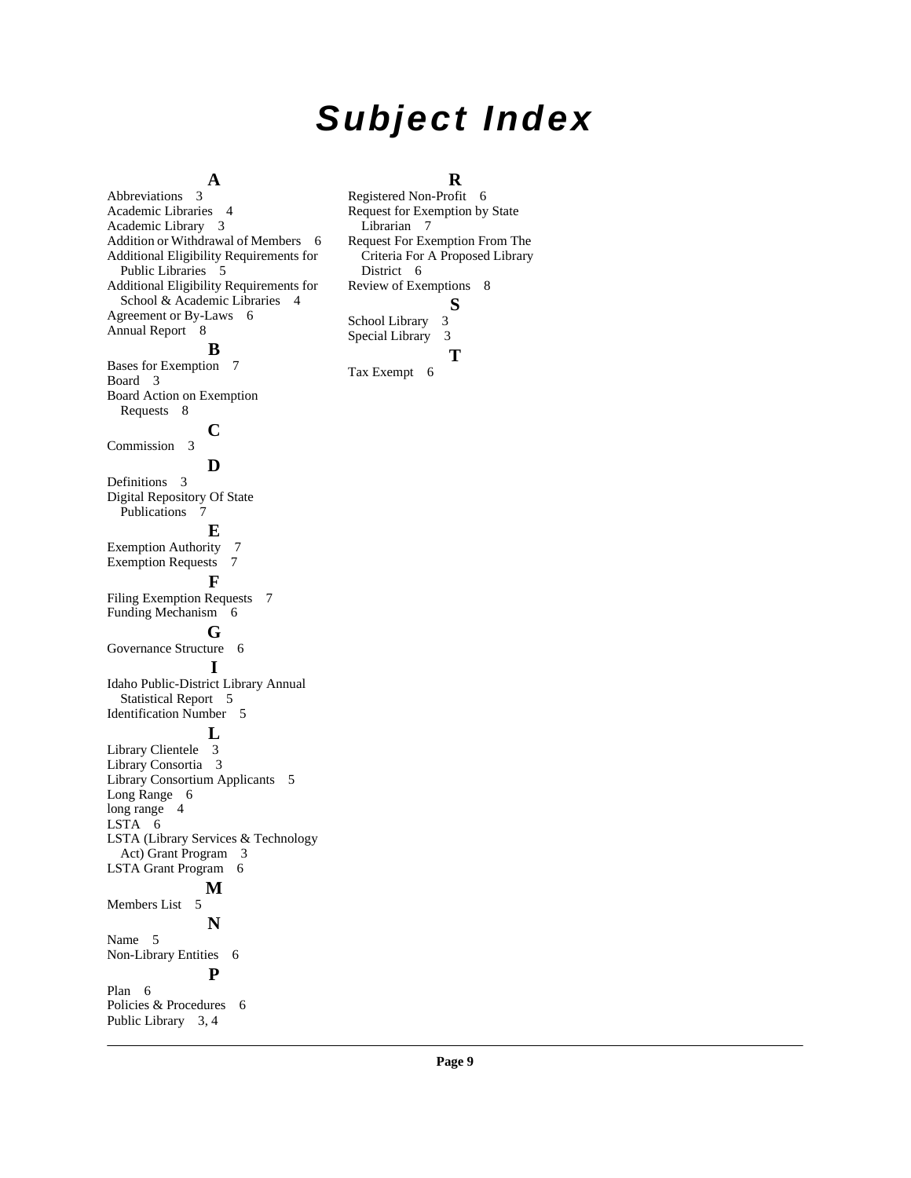# Subject Index

**A**

Abbreviations 3
Academic Libraries 4
Academic Library 3
Addition or Withdrawal of Members 6
Additional Eligibility Requirements for Public Libraries 5
Additional Eligibility Requirements for School & Academic Libraries 4
Agreement or By-Laws 6
Annual Report 8

**B**

Bases for Exemption 7
Board 3
Board Action on Exemption Requests 8

**C**

Commission 3

**D**

Definitions 3
Digital Repository Of State Publications 7

**E**

Exemption Authority 7
Exemption Requests 7

**F**

Filing Exemption Requests 7
Funding Mechanism 6

**G**

Governance Structure 6

**I**

Idaho Public-District Library Annual Statistical Report 5
Identification Number 5

**L**

Library Clientele 3
Library Consortia 3
Library Consortium Applicants 5
Long Range 6
long range 4
LSTA 6
LSTA (Library Services & Technology Act) Grant Program 3
LSTA Grant Program 6

**M**

Members List 5

**N**

Name 5
Non-Library Entities 6

**P**

Plan 6
Policies & Procedures 6
Public Library 3, 4

**R**

Registered Non-Profit 6
Request for Exemption by State Librarian 7
Request For Exemption From The Criteria For A Proposed Library District 6
Review of Exemptions 8

**S**

School Library 3
Special Library 3

**T**

Tax Exempt 6